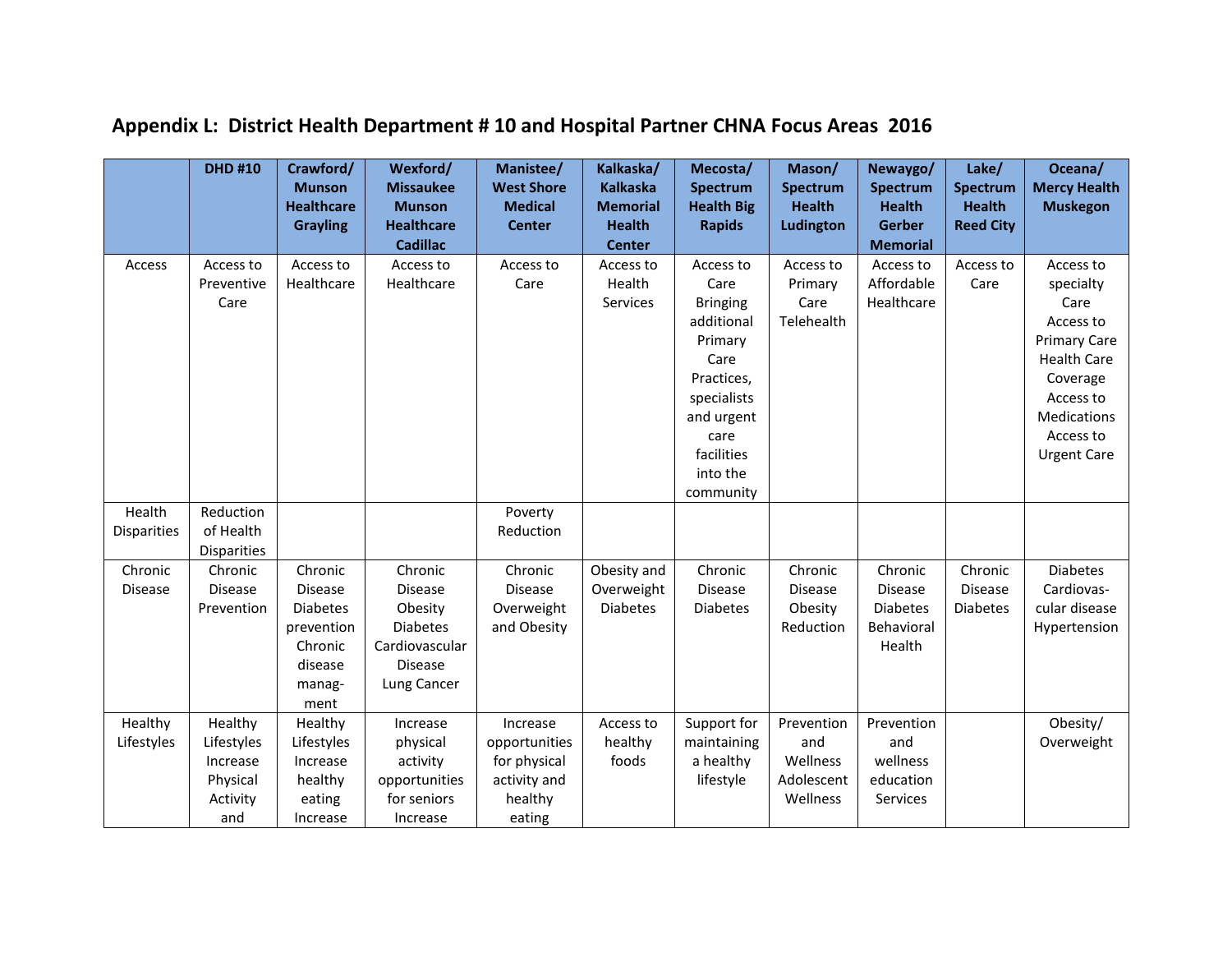## Appendix L: District Health Department # 10 and Hospital Partner CHNA Focus Areas 2016

| | DHD #10 | Crawford/ Munson Healthcare Grayling | Wexford/ Missaukee Munson Healthcare Cadillac | Manistee/ West Shore Medical Center | Kalkaska/ Kalkaska Memorial Health Center | Mecosta/ Spectrum Health Big Rapids | Mason/ Spectrum Health Ludington | Newaygo/ Spectrum Health Gerber Memorial | Lake/ Spectrum Health Reed City | Oceana/ Mercy Health Muskegon |
|---|---|---|---|---|---|---|---|---|---|---|
| Access | Access to Preventive Care | Access to Healthcare | Access to Healthcare | Access to Care | Access to Health Services | Access to Care Bringing additional Primary Care Practices, specialists and urgent care facilities into the community | Access to Primary Care Telehealth | Access to Affordable Healthcare | Access to Care | Access to specialty Care Access to Primary Care Health Care Coverage Access to Medications Access to Urgent Care |
| Health Disparities | Reduction of Health Disparities | | | Poverty Reduction | | | | | | |
| Chronic Disease | Chronic Disease Prevention | Chronic Disease Diabetes prevention Chronic disease manag-ment | Chronic Disease Obesity Diabetes Cardiovascular Disease Lung Cancer | Chronic Disease Overweight and Obesity | Obesity and Overweight Diabetes | Chronic Disease Diabetes | Chronic Disease Obesity Reduction | Chronic Disease Diabetes Behavioral Health | Chronic Disease Diabetes | Diabetes Cardiovas-cular disease Hypertension |
| Healthy Lifestyles | Healthy Lifestyles Increase Physical Activity and | Healthy Lifestyles Increase healthy eating Increase | Increase physical activity opportunities for seniors Increase | Increase opportunities for physical activity and healthy eating | Access to healthy foods | Support for maintaining a healthy lifestyle | Prevention and Wellness Adolescent Wellness | Prevention and wellness education Services | | Obesity/ Overweight |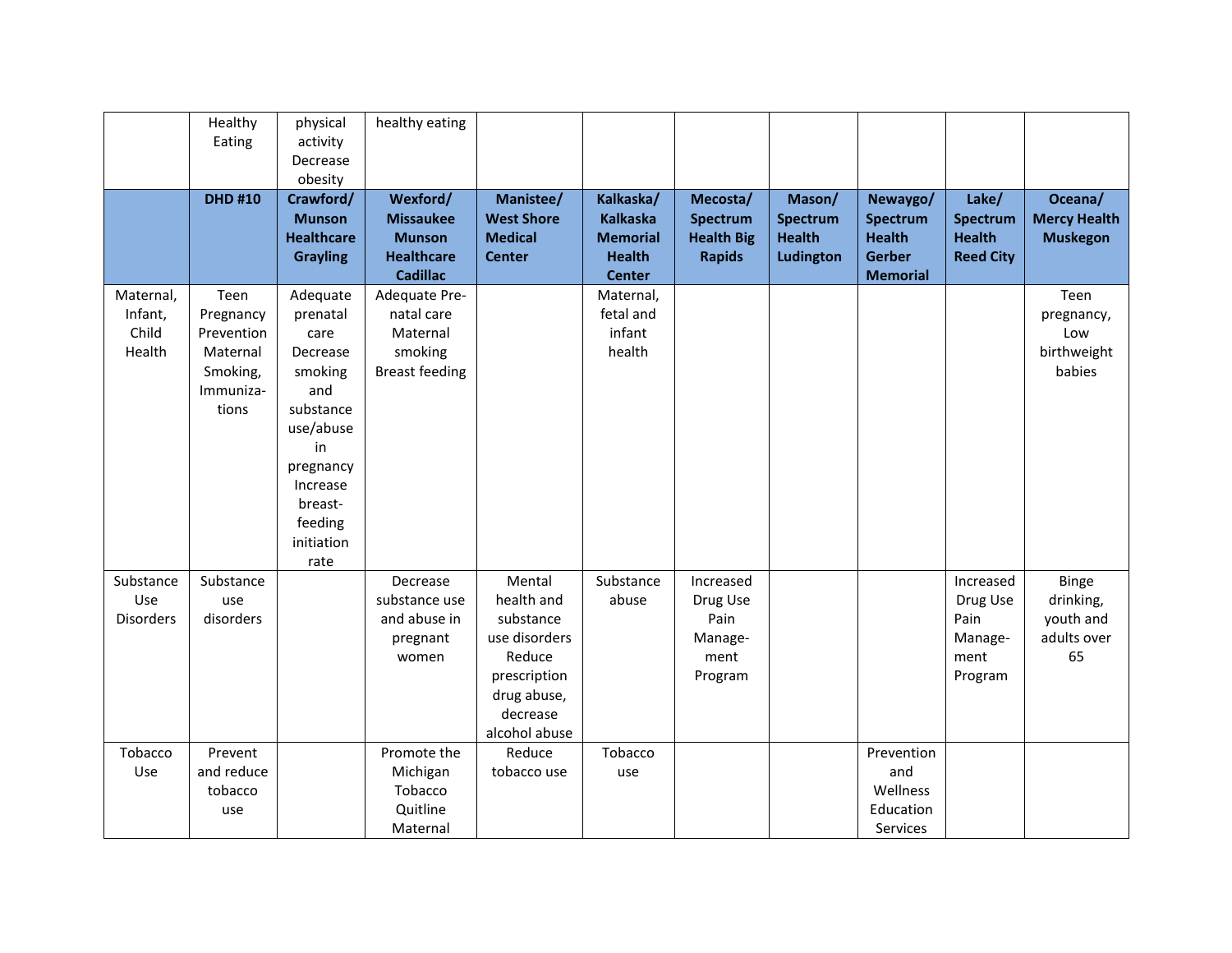| | Healthy Eating | physical activity Decrease obesity | healthy eating | | | | | | | |
|---|---|---|---|---|---|---|---|---|---|---|
| | **DHD #10** | **Crawford/ Munson Healthcare Grayling** | **Wexford/ Missaukee Munson Healthcare Cadillac** | **Manistee/ West Shore Medical Center** | **Kalkaska/ Kalkaska Memorial Health Center** | **Mecosta/ Spectrum Health Big Rapids** | **Mason/ Spectrum Health Ludington** | **Newaygo/ Spectrum Health Gerber Memorial** | **Lake/ Spectrum Health Reed City** | **Oceana/ Mercy Health Muskegon** |
| Maternal, Infant, Child Health | Teen Pregnancy Prevention Maternal Smoking, Immuniza-tions | Adequate prenatal care Decrease smoking and substance use/abuse in pregnancy Increase breast-feeding initiation rate | Adequate Pre-natal care Maternal smoking Breast feeding | | Maternal, fetal and infant health | | | | | Teen pregnancy, Low birthweight babies |
| Substance Use Disorders | Substance use disorders | | Decrease substance use and abuse in pregnant women | Mental health and substance use disorders Reduce prescription drug abuse, decrease alcohol abuse | Substance abuse | Increased Drug Use Pain Manage-ment Program | | | Increased Drug Use Pain Manage-ment Program | Binge drinking, youth and adults over 65 |
| Tobacco Use | Prevent and reduce tobacco use | | Promote the Michigan Tobacco Quitline Maternal | Reduce tobacco use | Tobacco use | | | Prevention and Wellness Education Services | | |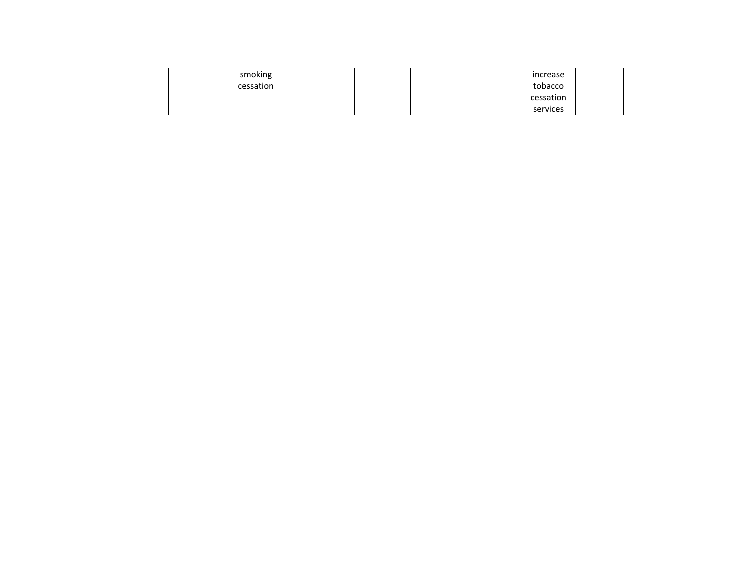| | | | | | | | | | | |
|---|---|---|---|---|---|---|---|---|---|---|
| | | | smoking cessation | | | | | increase tobacco cessation services | | |